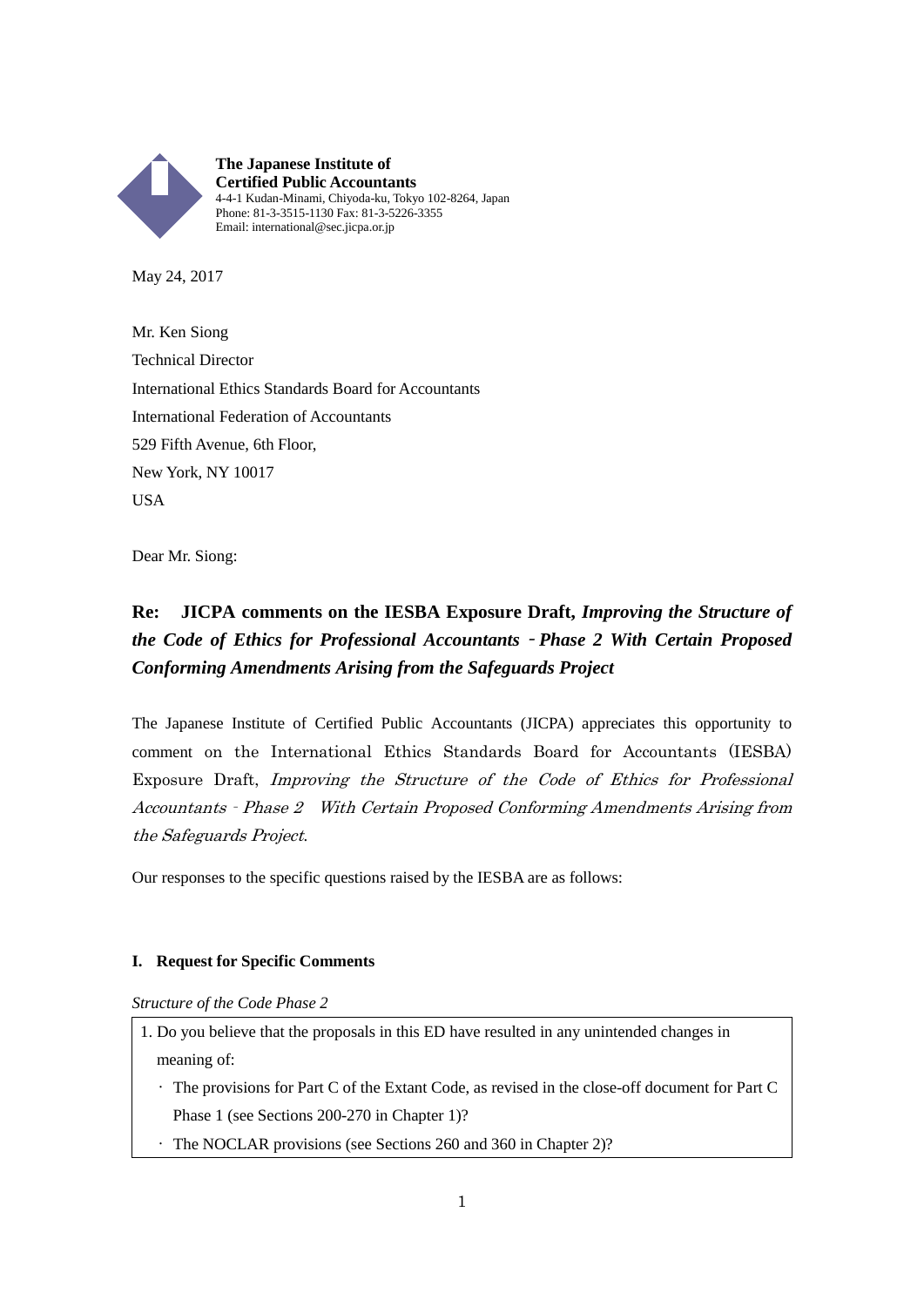**The Japanese Institute of**
**Certified Public Accountants**
4-4-1 Kudan-Minami, Chiyoda-ku, Tokyo 102-8264, Japan
Phone: 81-3-3515-1130 Fax: 81-3-5226-3355
Email: international@sec.jicpa.or.jp

May 24, 2017

Mr. Ken Siong
Technical Director
International Ethics Standards Board for Accountants
International Federation of Accountants
529 Fifth Avenue, 6th Floor,
New York, NY 10017
USA

Dear Mr. Siong:

**Re: JICPA comments on the IESBA Exposure Draft, *Improving the Structure of the Code of Ethics for Professional Accountants - Phase 2 With Certain Proposed Conforming Amendments Arising from the Safeguards Project***

The Japanese Institute of Certified Public Accountants (JICPA) appreciates this opportunity to comment on the International Ethics Standards Board for Accountants (IESBA) Exposure Draft, *Improving the Structure of the Code of Ethics for Professional Accountants - Phase 2 With Certain Proposed Conforming Amendments Arising from the Safeguards Project*.

Our responses to the specific questions raised by the IESBA are as follows:

## I. Request for Specific Comments

*Structure of the Code Phase 2*

| 1. Do you believe that the proposals in this ED have resulted in any unintended changes in meaning of:<br>· The provisions for Part C of the Extant Code, as revised in the close-off document for Part C Phase 1 (see Sections 200-270 in Chapter 1)?<br>· The NOCLAR provisions (see Sections 260 and 360 in Chapter 2)? |
|---|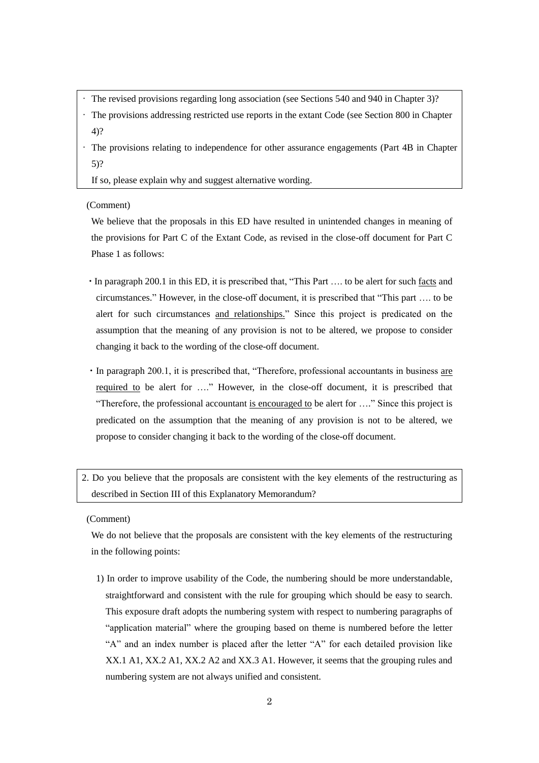- The revised provisions regarding long association (see Sections 540 and 940 in Chapter 3)?
- The provisions addressing restricted use reports in the extant Code (see Section 800 in Chapter 4)?
- The provisions relating to independence for other assurance engagements (Part 4B in Chapter 5)?

If so, please explain why and suggest alternative wording.

(Comment)

We believe that the proposals in this ED have resulted in unintended changes in meaning of the provisions for Part C of the Extant Code, as revised in the close-off document for Part C Phase 1 as follows:

- In paragraph 200.1 in this ED, it is prescribed that, "This Part …. to be alert for such <u>facts</u> and circumstances." However, in the close-off document, it is prescribed that "This part …. to be alert for such circumstances <u>and relationships.</u>" Since this project is predicated on the assumption that the meaning of any provision is not to be altered, we propose to consider changing it back to the wording of the close-off document.

- In paragraph 200.1, it is prescribed that, "Therefore, professional accountants in business <u>are required to</u> be alert for …." However, in the close-off document, it is prescribed that "Therefore, the professional accountant <u>is encouraged to</u> be alert for …." Since this project is predicated on the assumption that the meaning of any provision is not to be altered, we propose to consider changing it back to the wording of the close-off document.

2. Do you believe that the proposals are consistent with the key elements of the restructuring as described in Section III of this Explanatory Memorandum?

(Comment)

We do not believe that the proposals are consistent with the key elements of the restructuring in the following points:

1) In order to improve usability of the Code, the numbering should be more understandable, straightforward and consistent with the rule for grouping which should be easy to search. This exposure draft adopts the numbering system with respect to numbering paragraphs of "application material" where the grouping based on theme is numbered before the letter "A" and an index number is placed after the letter "A" for each detailed provision like XX.1 A1, XX.2 A1, XX.2 A2 and XX.3 A1. However, it seems that the grouping rules and numbering system are not always unified and consistent.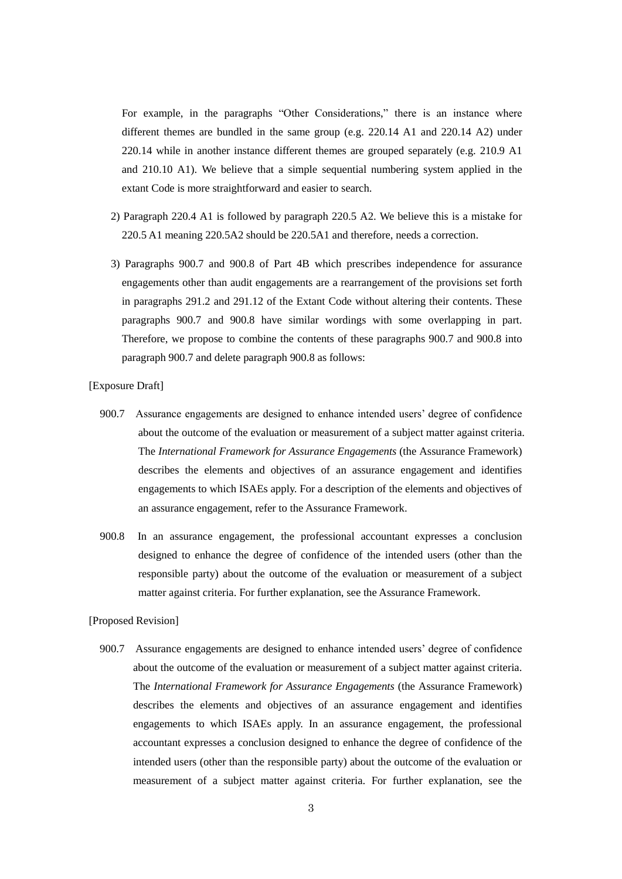For example, in the paragraphs "Other Considerations," there is an instance where different themes are bundled in the same group (e.g. 220.14 A1 and 220.14 A2) under 220.14 while in another instance different themes are grouped separately (e.g. 210.9 A1 and 210.10 A1). We believe that a simple sequential numbering system applied in the extant Code is more straightforward and easier to search.

2) Paragraph 220.4 A1 is followed by paragraph 220.5 A2. We believe this is a mistake for 220.5 A1 meaning 220.5A2 should be 220.5A1 and therefore, needs a correction.

3) Paragraphs 900.7 and 900.8 of Part 4B which prescribes independence for assurance engagements other than audit engagements are a rearrangement of the provisions set forth in paragraphs 291.2 and 291.12 of the Extant Code without altering their contents. These paragraphs 900.7 and 900.8 have similar wordings with some overlapping in part. Therefore, we propose to combine the contents of these paragraphs 900.7 and 900.8 into paragraph 900.7 and delete paragraph 900.8 as follows:

[Exposure Draft]

900.7 Assurance engagements are designed to enhance intended users' degree of confidence about the outcome of the evaluation or measurement of a subject matter against criteria. The *International Framework for Assurance Engagements* (the Assurance Framework) describes the elements and objectives of an assurance engagement and identifies engagements to which ISAEs apply. For a description of the elements and objectives of an assurance engagement, refer to the Assurance Framework.

900.8 In an assurance engagement, the professional accountant expresses a conclusion designed to enhance the degree of confidence of the intended users (other than the responsible party) about the outcome of the evaluation or measurement of a subject matter against criteria. For further explanation, see the Assurance Framework.

[Proposed Revision]

900.7 Assurance engagements are designed to enhance intended users' degree of confidence about the outcome of the evaluation or measurement of a subject matter against criteria. The *International Framework for Assurance Engagements* (the Assurance Framework) describes the elements and objectives of an assurance engagement and identifies engagements to which ISAEs apply. In an assurance engagement, the professional accountant expresses a conclusion designed to enhance the degree of confidence of the intended users (other than the responsible party) about the outcome of the evaluation or measurement of a subject matter against criteria. For further explanation, see the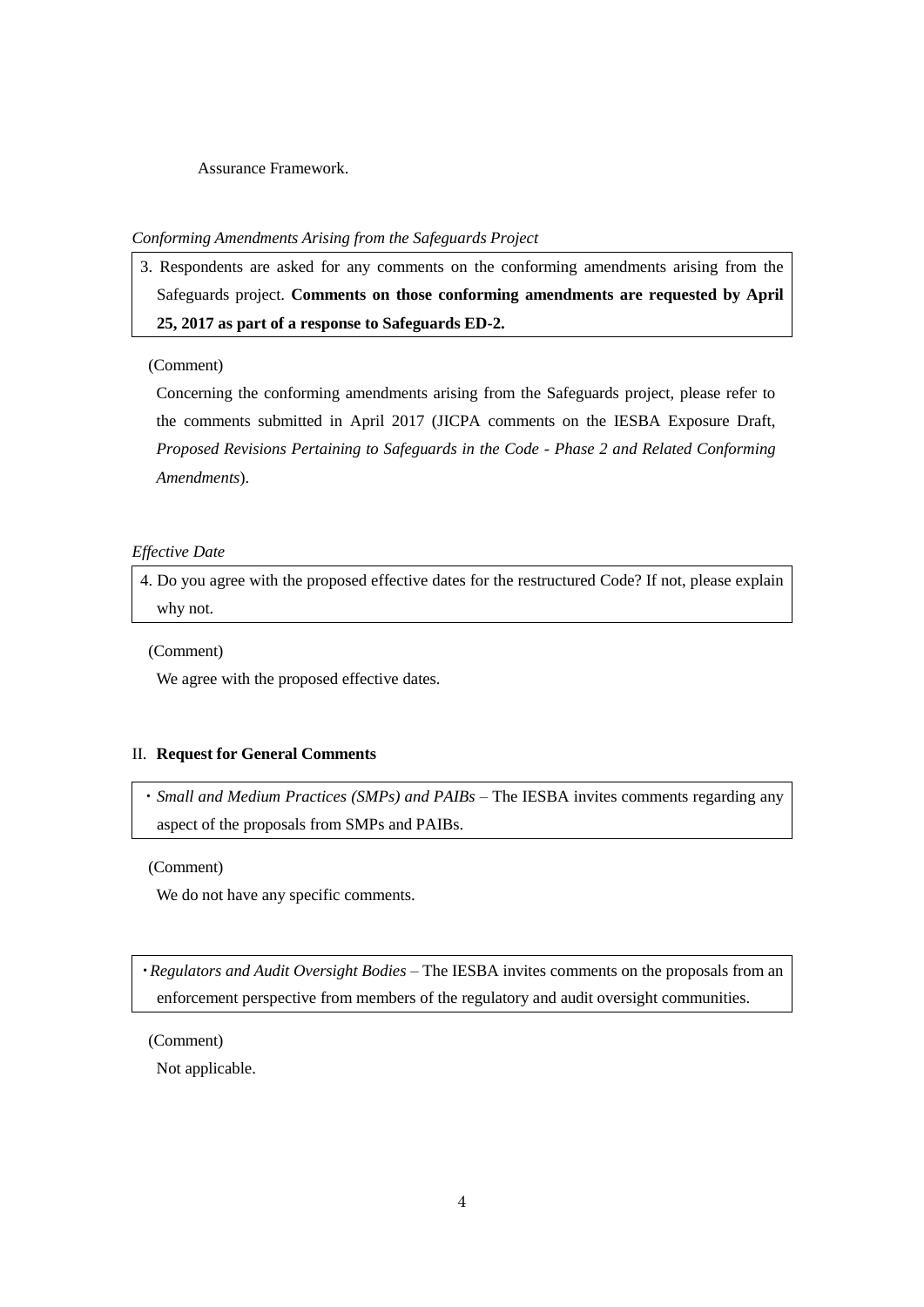Assurance Framework.

*Conforming Amendments Arising from the Safeguards Project*

> 3. Respondents are asked for any comments on the conforming amendments arising from the Safeguards project. **Comments on those conforming amendments are requested by April 25, 2017 as part of a response to Safeguards ED-2.**

(Comment)

Concerning the conforming amendments arising from the Safeguards project, please refer to the comments submitted in April 2017 (JICPA comments on the IESBA Exposure Draft, *Proposed Revisions Pertaining to Safeguards in the Code - Phase 2 and Related Conforming Amendments*).

*Effective Date*

> 4. Do you agree with the proposed effective dates for the restructured Code? If not, please explain why not.

(Comment)

We agree with the proposed effective dates.

## II. Request for General Comments

> ・*Small and Medium Practices (SMPs) and PAIBs* – The IESBA invites comments regarding any aspect of the proposals from SMPs and PAIBs.

(Comment)

We do not have any specific comments.

> ・*Regulators and Audit Oversight Bodies* – The IESBA invites comments on the proposals from an enforcement perspective from members of the regulatory and audit oversight communities.

(Comment)

Not applicable.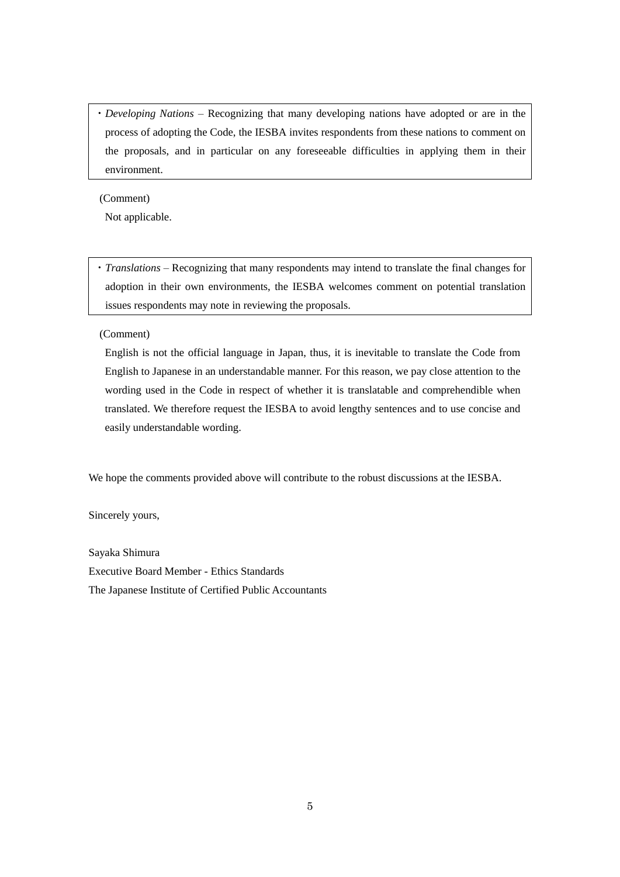- *Developing Nations* – Recognizing that many developing nations have adopted or are in the process of adopting the Code, the IESBA invites respondents from these nations to comment on the proposals, and in particular on any foreseeable difficulties in applying them in their environment.

(Comment)

Not applicable.

- *Translations* – Recognizing that many respondents may intend to translate the final changes for adoption in their own environments, the IESBA welcomes comment on potential translation issues respondents may note in reviewing the proposals.

(Comment)

English is not the official language in Japan, thus, it is inevitable to translate the Code from English to Japanese in an understandable manner. For this reason, we pay close attention to the wording used in the Code in respect of whether it is translatable and comprehendible when translated. We therefore request the IESBA to avoid lengthy sentences and to use concise and easily understandable wording.

We hope the comments provided above will contribute to the robust discussions at the IESBA.

Sincerely yours,

Sayaka Shimura
Executive Board Member - Ethics Standards
The Japanese Institute of Certified Public Accountants